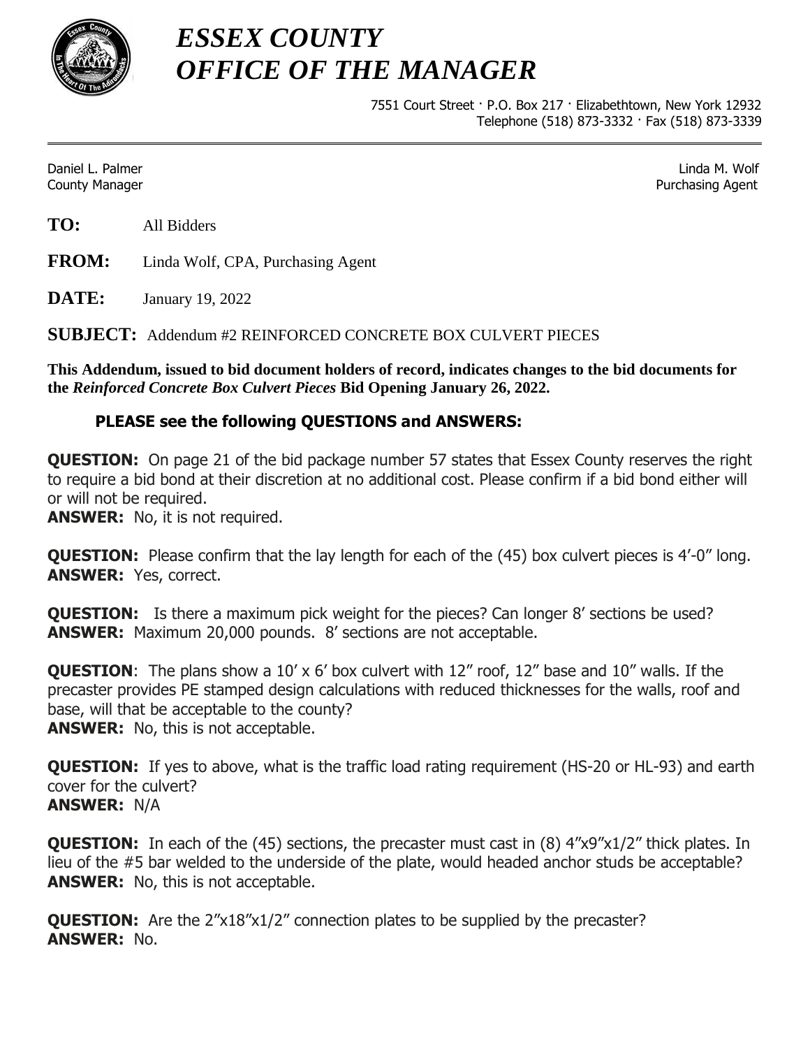# *ESSEX COUNTY OFFICE OF THE MANAGER*

7551 Court Street · P.O. Box 217 · Elizabethtown, New York 12932
Telephone (518) 873-3332 · Fax (518) 873-3339

Daniel L. Palmer
County Manager

Linda M. Wolf
Purchasing Agent

**TO:** All Bidders

**FROM:** Linda Wolf, CPA, Purchasing Agent

**DATE:** January 19, 2022

**SUBJECT:** Addendum #2 REINFORCED CONCRETE BOX CULVERT PIECES

**This Addendum, issued to bid document holders of record, indicates changes to the bid documents for the *Reinforced Concrete Box Culvert Pieces* Bid Opening January 26, 2022.**

**PLEASE see the following QUESTIONS and ANSWERS:**

**QUESTION:** On page 21 of the bid package number 57 states that Essex County reserves the right to require a bid bond at their discretion at no additional cost. Please confirm if a bid bond either will or will not be required.
**ANSWER:** No, it is not required.

**QUESTION:** Please confirm that the lay length for each of the (45) box culvert pieces is 4'-0" long.
**ANSWER:** Yes, correct.

**QUESTION:** Is there a maximum pick weight for the pieces? Can longer 8' sections be used?
**ANSWER:** Maximum 20,000 pounds. 8' sections are not acceptable.

**QUESTION**: The plans show a 10' x 6' box culvert with 12" roof, 12" base and 10" walls. If the precaster provides PE stamped design calculations with reduced thicknesses for the walls, roof and base, will that be acceptable to the county?
**ANSWER:** No, this is not acceptable.

**QUESTION:** If yes to above, what is the traffic load rating requirement (HS-20 or HL-93) and earth cover for the culvert?
**ANSWER:** N/A

**QUESTION:** In each of the (45) sections, the precaster must cast in (8) 4"x9"x1/2" thick plates. In lieu of the #5 bar welded to the underside of the plate, would headed anchor studs be acceptable?
**ANSWER:** No, this is not acceptable.

**QUESTION:** Are the 2"x18"x1/2" connection plates to be supplied by the precaster?
**ANSWER:** No.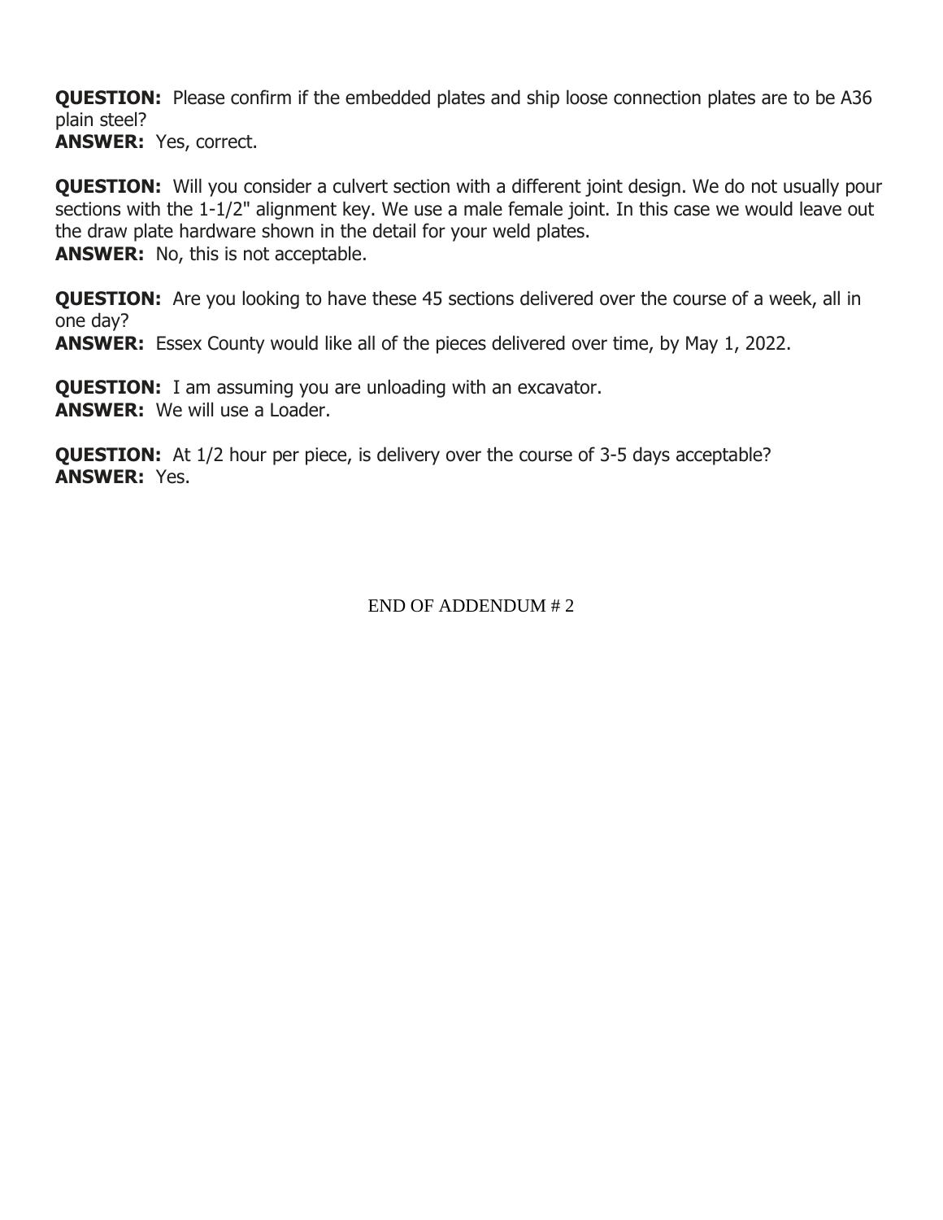**QUESTION:** Please confirm if the embedded plates and ship loose connection plates are to be A36 plain steel?
**ANSWER:** Yes, correct.

**QUESTION:** Will you consider a culvert section with a different joint design. We do not usually pour sections with the 1-1/2" alignment key. We use a male female joint. In this case we would leave out the draw plate hardware shown in the detail for your weld plates.
**ANSWER:** No, this is not acceptable.

**QUESTION:** Are you looking to have these 45 sections delivered over the course of a week, all in one day?
**ANSWER:** Essex County would like all of the pieces delivered over time, by May 1, 2022.

**QUESTION:** I am assuming you are unloading with an excavator.
**ANSWER:** We will use a Loader.

**QUESTION:** At 1/2 hour per piece, is delivery over the course of 3-5 days acceptable?
**ANSWER:** Yes.

END OF ADDENDUM # 2